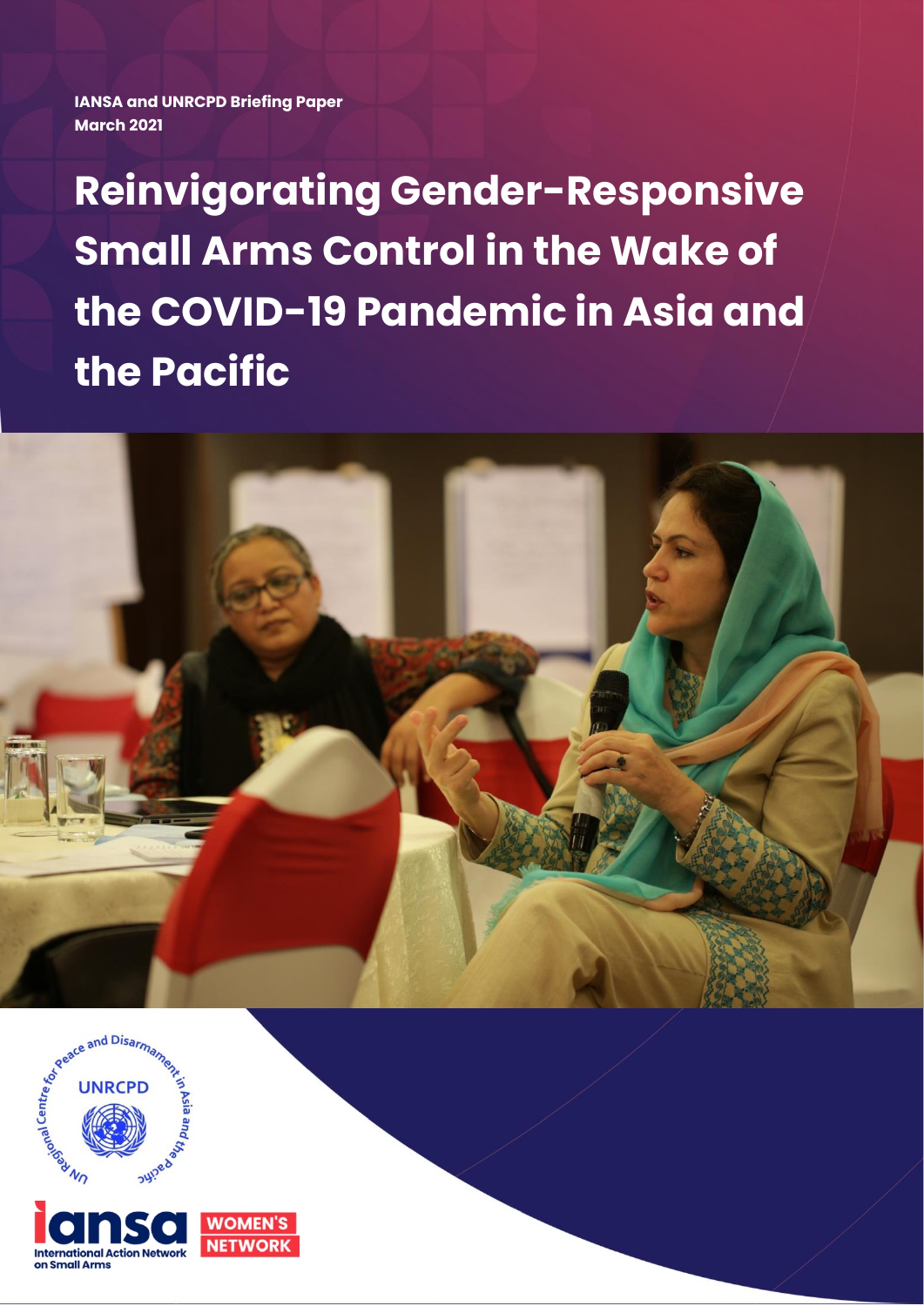**IANSA and UNRCPD Briefing Paper**
**March 2021**

# Reinvigorating Gender-Responsive Small Arms Control in the Wake of the COVID-19 Pandemic in Asia and the Pacific

UN Regional Centre for Peace and Disarmament in Asia and the Pacific
UNRCPD

iansa
International Action Network on Small Arms

WOMEN'S NETWORK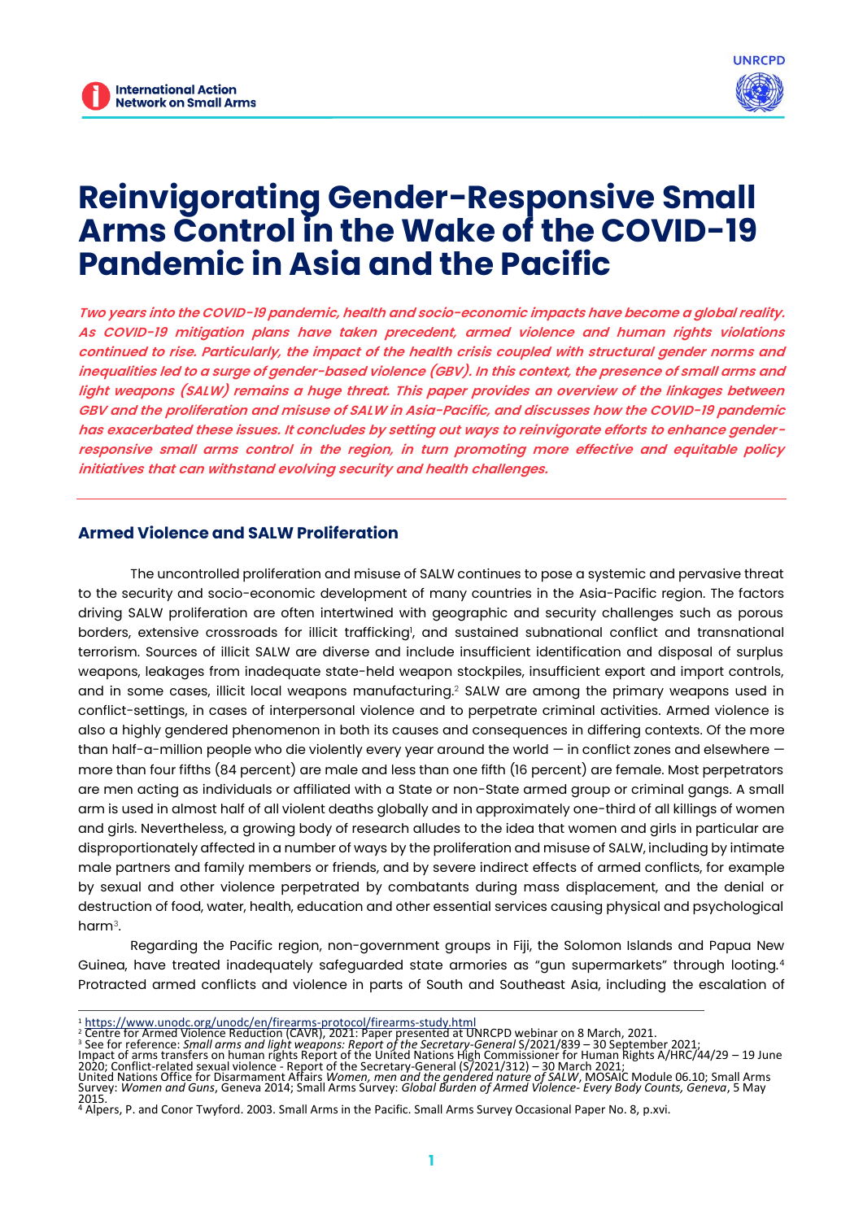# Reinvigorating Gender-Responsive Small Arms Control in the Wake of the COVID-19 Pandemic in Asia and the Pacific

***Two years into the COVID-19 pandemic, health and socio-economic impacts have become a global reality. As COVID-19 mitigation plans have taken precedent, armed violence and human rights violations continued to rise. Particularly, the impact of the health crisis coupled with structural gender norms and inequalities led to a surge of gender-based violence (GBV). In this context, the presence of small arms and light weapons (SALW) remains a huge threat. This paper provides an overview of the linkages between GBV and the proliferation and misuse of SALW in Asia-Pacific, and discusses how the COVID-19 pandemic has exacerbated these issues. It concludes by setting out ways to reinvigorate efforts to enhance gender-responsive small arms control in the region, in turn promoting more effective and equitable policy initiatives that can withstand evolving security and health challenges.***

## Armed Violence and SALW Proliferation

The uncontrolled proliferation and misuse of SALW continues to pose a systemic and pervasive threat to the security and socio-economic development of many countries in the Asia-Pacific region. The factors driving SALW proliferation are often intertwined with geographic and security challenges such as porous borders, extensive crossroads for illicit trafficking[1], and sustained subnational conflict and transnational terrorism. Sources of illicit SALW are diverse and include insufficient identification and disposal of surplus weapons, leakages from inadequate state-held weapon stockpiles, insufficient export and import controls, and in some cases, illicit local weapons manufacturing.[2] SALW are among the primary weapons used in conflict-settings, in cases of interpersonal violence and to perpetrate criminal activities. Armed violence is also a highly gendered phenomenon in both its causes and consequences in differing contexts. Of the more than half-a-million people who die violently every year around the world — in conflict zones and elsewhere — more than four fifths (84 percent) are male and less than one fifth (16 percent) are female. Most perpetrators are men acting as individuals or affiliated with a State or non-State armed group or criminal gangs. A small arm is used in almost half of all violent deaths globally and in approximately one-third of all killings of women and girls. Nevertheless, a growing body of research alludes to the idea that women and girls in particular are disproportionately affected in a number of ways by the proliferation and misuse of SALW, including by intimate male partners and family members or friends, and by severe indirect effects of armed conflicts, for example by sexual and other violence perpetrated by combatants during mass displacement, and the denial or destruction of food, water, health, education and other essential services causing physical and psychological harm[3].

Regarding the Pacific region, non-government groups in Fiji, the Solomon Islands and Papua New Guinea, have treated inadequately safeguarded state armories as "gun supermarkets" through looting.[4] Protracted armed conflicts and violence in parts of South and Southeast Asia, including the escalation of

---

[1] https://www.unodc.org/unodc/en/firearms-protocol/firearms-study.html

[2] Centre for Armed Violence Reduction (CAVR), 2021: Paper presented at UNRCPD webinar on 8 March, 2021.

[3] See for reference: *Small arms and light weapons: Report of the Secretary-General* S/2021/839 – 30 September 2021; Impact of arms transfers on human rights Report of the United Nations High Commissioner for Human Rights A/HRC/44/29 – 19 June 2020; Conflict-related sexual violence - Report of the Secretary-General (S/2021/312) – 30 March 2021; United Nations Office for Disarmament Affairs *Women, men and the gendered nature of SALW*, MOSAIC Module 06.10; Small Arms Survey: *Women and Guns*, Geneva 2014; Small Arms Survey: *Global Burden of Armed Violence- Every Body Counts, Geneva*, 5 May 2015.

[4] Alpers, P. and Conor Twyford. 2003. Small Arms in the Pacific. Small Arms Survey Occasional Paper No. 8, p.xvi.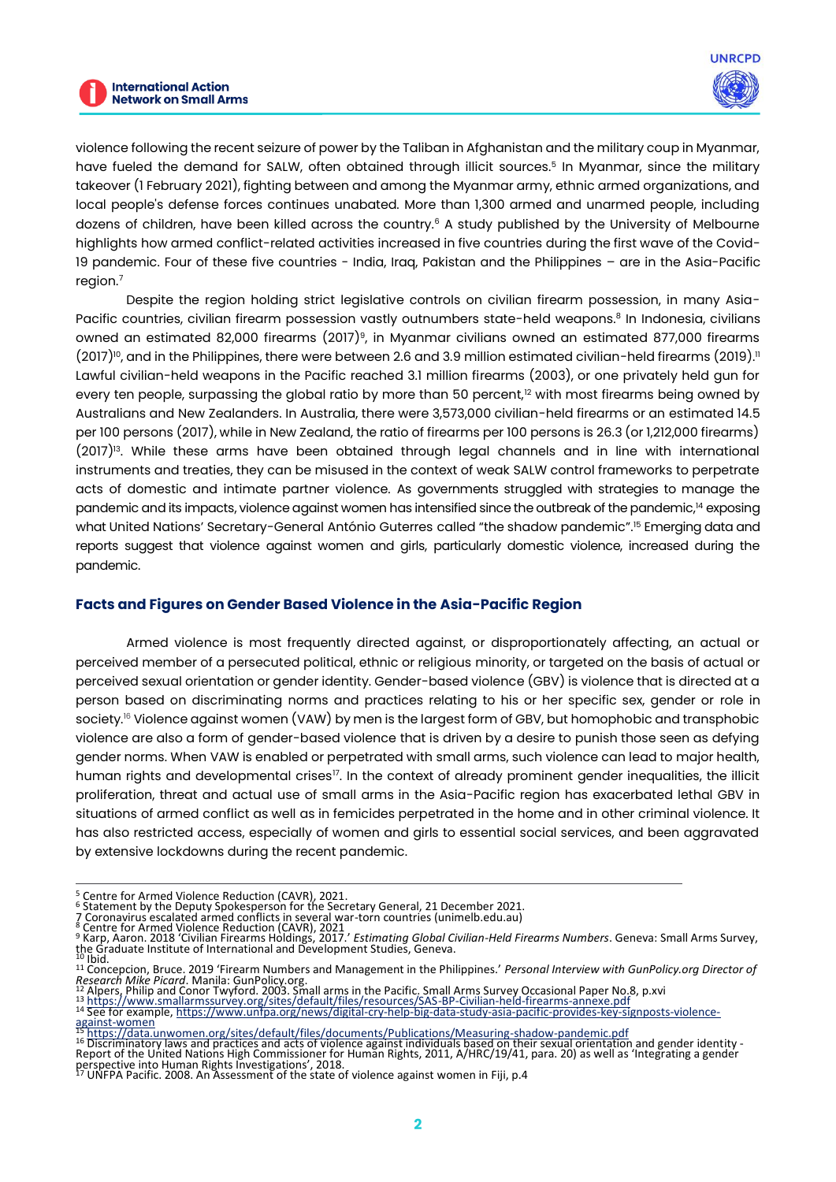violence following the recent seizure of power by the Taliban in Afghanistan and the military coup in Myanmar, have fueled the demand for SALW, often obtained through illicit sources.[5] In Myanmar, since the military takeover (1 February 2021), fighting between and among the Myanmar army, ethnic armed organizations, and local people's defense forces continues unabated. More than 1,300 armed and unarmed people, including dozens of children, have been killed across the country.[6] A study published by the University of Melbourne highlights how armed conflict-related activities increased in five countries during the first wave of the Covid-19 pandemic. Four of these five countries - India, Iraq, Pakistan and the Philippines – are in the Asia-Pacific region.[7]

Despite the region holding strict legislative controls on civilian firearm possession, in many Asia-Pacific countries, civilian firearm possession vastly outnumbers state-held weapons.[8] In Indonesia, civilians owned an estimated 82,000 firearms (2017)[9], in Myanmar civilians owned an estimated 877,000 firearms (2017)[10], and in the Philippines, there were between 2.6 and 3.9 million estimated civilian-held firearms (2019).[11] Lawful civilian-held weapons in the Pacific reached 3.1 million firearms (2003), or one privately held gun for every ten people, surpassing the global ratio by more than 50 percent,[12] with most firearms being owned by Australians and New Zealanders. In Australia, there were 3,573,000 civilian-held firearms or an estimated 14.5 per 100 persons (2017), while in New Zealand, the ratio of firearms per 100 persons is 26.3 (or 1,212,000 firearms) (2017)[13]. While these arms have been obtained through legal channels and in line with international instruments and treaties, they can be misused in the context of weak SALW control frameworks to perpetrate acts of domestic and intimate partner violence. As governments struggled with strategies to manage the pandemic and its impacts, violence against women has intensified since the outbreak of the pandemic,[14] exposing what United Nations' Secretary-General António Guterres called "the shadow pandemic".[15] Emerging data and reports suggest that violence against women and girls, particularly domestic violence, increased during the pandemic.

## Facts and Figures on Gender Based Violence in the Asia-Pacific Region

Armed violence is most frequently directed against, or disproportionately affecting, an actual or perceived member of a persecuted political, ethnic or religious minority, or targeted on the basis of actual or perceived sexual orientation or gender identity. Gender-based violence (GBV) is violence that is directed at a person based on discriminating norms and practices relating to his or her specific sex, gender or role in society.[16] Violence against women (VAW) by men is the largest form of GBV, but homophobic and transphobic violence are also a form of gender-based violence that is driven by a desire to punish those seen as defying gender norms. When VAW is enabled or perpetrated with small arms, such violence can lead to major health, human rights and developmental crises[17]. In the context of already prominent gender inequalities, the illicit proliferation, threat and actual use of small arms in the Asia-Pacific region has exacerbated lethal GBV in situations of armed conflict as well as in femicides perpetrated in the home and in other criminal violence. It has also restricted access, especially of women and girls to essential social services, and been aggravated by extensive lockdowns during the recent pandemic.

---

[5] Centre for Armed Violence Reduction (CAVR), 2021.
[6] Statement by the Deputy Spokesperson for the Secretary General, 21 December 2021.
[7] Coronavirus escalated armed conflicts in several war-torn countries (unimelb.edu.au)
[8] Centre for Armed Violence Reduction (CAVR), 2021
[9] Karp, Aaron. 2018 'Civilian Firearms Holdings, 2017.' *Estimating Global Civilian-Held Firearms Numbers*. Geneva: Small Arms Survey, the Graduate Institute of International and Development Studies, Geneva.
[10] Ibid.
[11] Concepcion, Bruce. 2019 'Firearm Numbers and Management in the Philippines.' *Personal Interview with GunPolicy.org Director of Research Mike Picard*. Manila: GunPolicy.org.
[12] Alpers, Philip and Conor Twyford. 2003. Small arms in the Pacific. Small Arms Survey Occasional Paper No.8, p.xvi
[13] https://www.smallarmssurvey.org/sites/default/files/resources/SAS-BP-Civilian-held-firearms-annexe.pdf
[14] See for example, https://www.unfpa.org/news/digital-cry-help-big-data-study-asia-pacific-provides-key-signposts-violence-against-women
[15] https://data.unwomen.org/sites/default/files/documents/Publications/Measuring-shadow-pandemic.pdf
[16] Discriminatory laws and practices and acts of violence against individuals based on their sexual orientation and gender identity - Report of the United Nations High Commissioner for Human Rights, 2011, A/HRC/19/41, para. 20) as well as 'Integrating a gender perspective into Human Rights Investigations', 2018.
[17] UNFPA Pacific. 2008. An Assessment of the state of violence against women in Fiji, p.4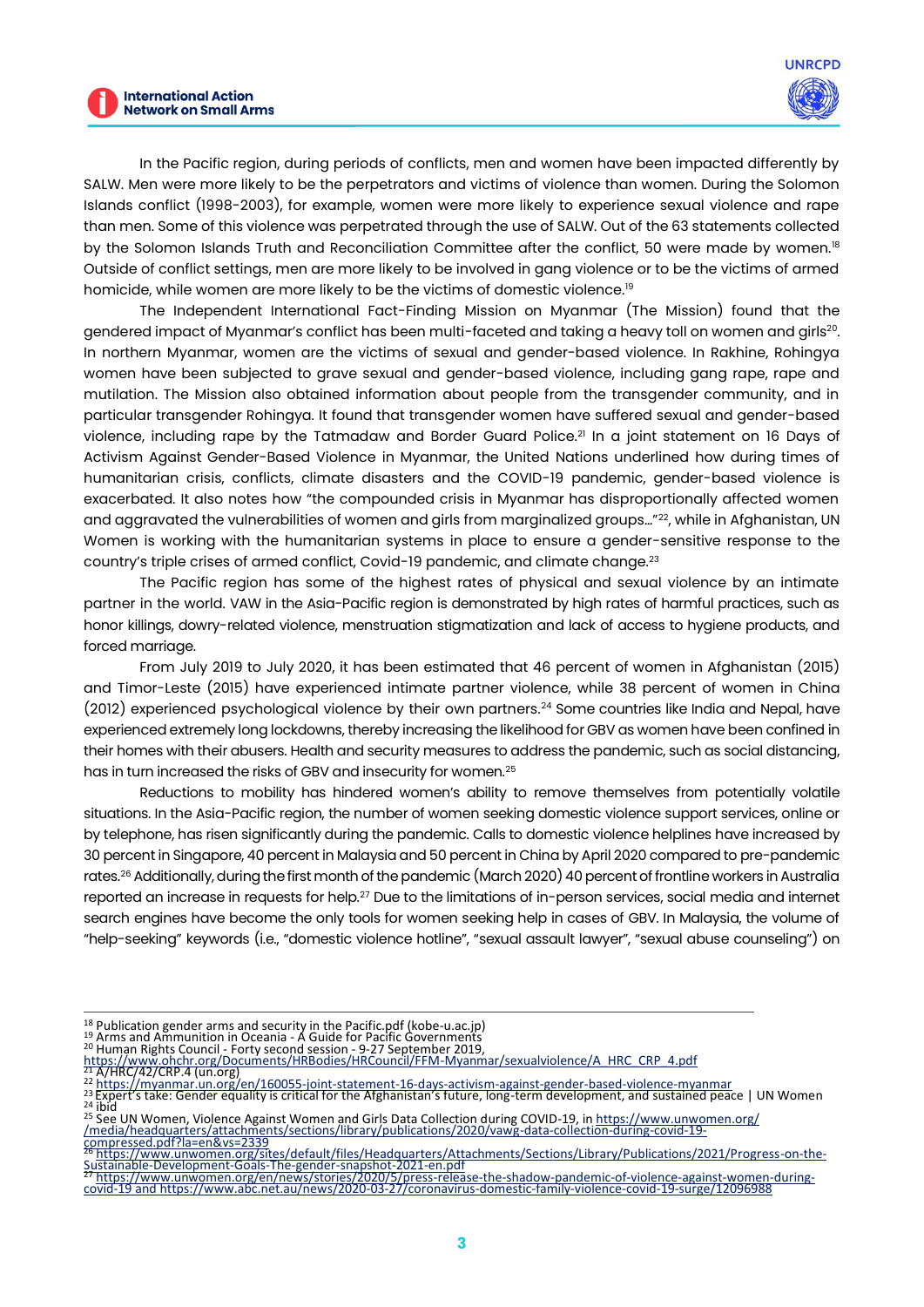In the Pacific region, during periods of conflicts, men and women have been impacted differently by SALW. Men were more likely to be the perpetrators and victims of violence than women. During the Solomon Islands conflict (1998-2003), for example, women were more likely to experience sexual violence and rape than men. Some of this violence was perpetrated through the use of SALW. Out of the 63 statements collected by the Solomon Islands Truth and Reconciliation Committee after the conflict, 50 were made by women.[18] Outside of conflict settings, men are more likely to be involved in gang violence or to be the victims of armed homicide, while women are more likely to be the victims of domestic violence.[19]

The Independent International Fact-Finding Mission on Myanmar (The Mission) found that the gendered impact of Myanmar's conflict has been multi-faceted and taking a heavy toll on women and girls[20]. In northern Myanmar, women are the victims of sexual and gender-based violence. In Rakhine, Rohingya women have been subjected to grave sexual and gender-based violence, including gang rape, rape and mutilation. The Mission also obtained information about people from the transgender community, and in particular transgender Rohingya. It found that transgender women have suffered sexual and gender-based violence, including rape by the Tatmadaw and Border Guard Police.[21] In a joint statement on 16 Days of Activism Against Gender-Based Violence in Myanmar, the United Nations underlined how during times of humanitarian crisis, conflicts, climate disasters and the COVID-19 pandemic, gender-based violence is exacerbated. It also notes how "the compounded crisis in Myanmar has disproportionally affected women and aggravated the vulnerabilities of women and girls from marginalized groups…"[22], while in Afghanistan, UN Women is working with the humanitarian systems in place to ensure a gender-sensitive response to the country's triple crises of armed conflict, Covid-19 pandemic, and climate change.[23]

The Pacific region has some of the highest rates of physical and sexual violence by an intimate partner in the world. VAW in the Asia-Pacific region is demonstrated by high rates of harmful practices, such as honor killings, dowry-related violence, menstruation stigmatization and lack of access to hygiene products, and forced marriage.

From July 2019 to July 2020, it has been estimated that 46 percent of women in Afghanistan (2015) and Timor-Leste (2015) have experienced intimate partner violence, while 38 percent of women in China (2012) experienced psychological violence by their own partners.[24] Some countries like India and Nepal, have experienced extremely long lockdowns, thereby increasing the likelihood for GBV as women have been confined in their homes with their abusers. Health and security measures to address the pandemic, such as social distancing, has in turn increased the risks of GBV and insecurity for women.[25]

Reductions to mobility has hindered women's ability to remove themselves from potentially volatile situations. In the Asia-Pacific region, the number of women seeking domestic violence support services, online or by telephone, has risen significantly during the pandemic. Calls to domestic violence helplines have increased by 30 percent in Singapore, 40 percent in Malaysia and 50 percent in China by April 2020 compared to pre-pandemic rates.[26] Additionally, during the first month of the pandemic (March 2020) 40 percent of frontline workers in Australia reported an increase in requests for help.[27] Due to the limitations of in-person services, social media and internet search engines have become the only tools for women seeking help in cases of GBV. In Malaysia, the volume of "help-seeking" keywords (i.e., "domestic violence hotline", "sexual assault lawyer", "sexual abuse counseling") on

---

[18] Publication gender arms and security in the Pacific.pdf (kobe-u.ac.jp)
[19] Arms and Ammunition in Oceania - A Guide for Pacific Governments
[20] Human Rights Council - Forty second session - 9-27 September 2019, https://www.ohchr.org/Documents/HRBodies/HRCouncil/FFM-Myanmar/sexualviolence/A_HRC_CRP_4.pdf
[21] A/HRC/42/CRP.4 (un.org)
[22] https://myanmar.un.org/en/160055-joint-statement-16-days-activism-against-gender-based-violence-myanmar
[23] Expert's take: Gender equality is critical for the Afghanistan's future, long-term development, and sustained peace | UN Women
[24] ibid
[25] See UN Women, Violence Against Women and Girls Data Collection during COVID-19, in https://www.unwomen.org//media/headquarters/attachments/sections/library/publications/2020/vawg-data-collection-during-covid-19-compressed.pdf?la=en&vs=2339
[26] https://www.unwomen.org/sites/default/files/Headquarters/Attachments/Sections/Library/Publications/2021/Progress-on-the-Sustainable-Development-Goals-The-gender-snapshot-2021-en.pdf
[27] https://www.unwomen.org/en/news/stories/2020/5/press-release-the-shadow-pandemic-of-violence-against-women-during-covid-19 and https://www.abc.net.au/news/2020-03-27/coronavirus-domestic-family-violence-covid-19-surge/12096988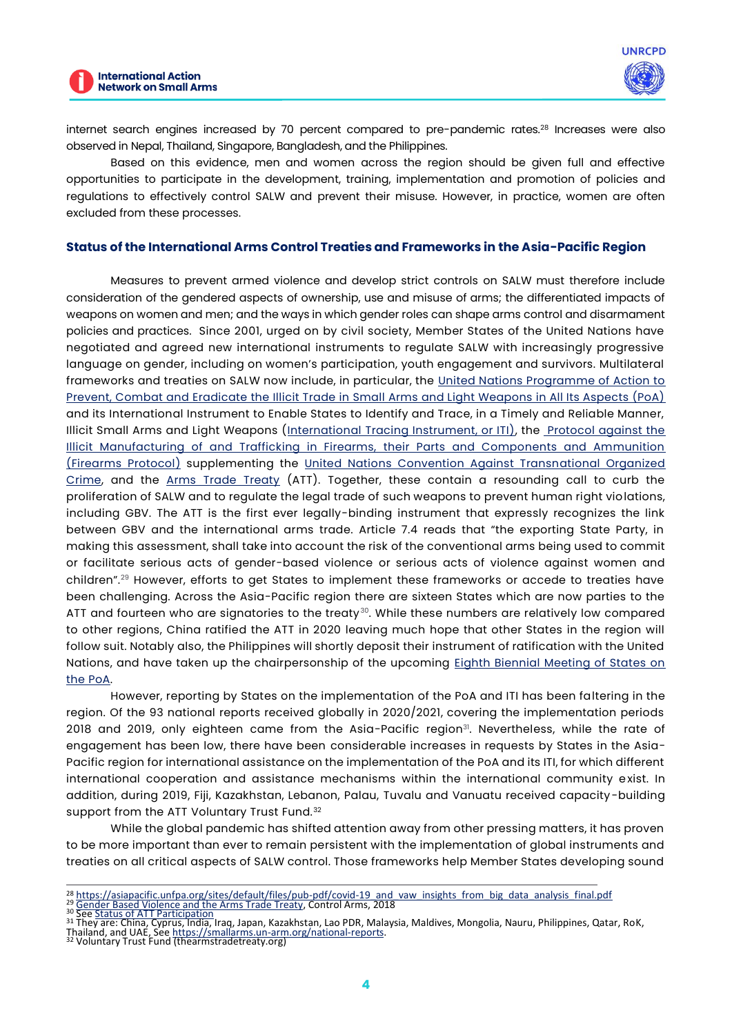internet search engines increased by 70 percent compared to pre-pandemic rates.[28] Increases were also observed in Nepal, Thailand, Singapore, Bangladesh, and the Philippines.

Based on this evidence, men and women across the region should be given full and effective opportunities to participate in the development, training, implementation and promotion of policies and regulations to effectively control SALW and prevent their misuse. However, in practice, women are often excluded from these processes.

## Status of the International Arms Control Treaties and Frameworks in the Asia-Pacific Region

Measures to prevent armed violence and develop strict controls on SALW must therefore include consideration of the gendered aspects of ownership, use and misuse of arms; the differentiated impacts of weapons on women and men; and the ways in which gender roles can shape arms control and disarmament policies and practices. Since 2001, urged on by civil society, Member States of the United Nations have negotiated and agreed new international instruments to regulate SALW with increasingly progressive language on gender, including on women's participation, youth engagement and survivors. Multilateral frameworks and treaties on SALW now include, in particular, the United Nations Programme of Action to Prevent, Combat and Eradicate the Illicit Trade in Small Arms and Light Weapons in All Its Aspects (PoA) and its International Instrument to Enable States to Identify and Trace, in a Timely and Reliable Manner, Illicit Small Arms and Light Weapons (International Tracing Instrument, or ITI), the Protocol against the Illicit Manufacturing of and Trafficking in Firearms, their Parts and Components and Ammunition (Firearms Protocol) supplementing the United Nations Convention Against Transnational Organized Crime, and the Arms Trade Treaty (ATT). Together, these contain a resounding call to curb the proliferation of SALW and to regulate the legal trade of such weapons to prevent human right violations, including GBV. The ATT is the first ever legally-binding instrument that expressly recognizes the link between GBV and the international arms trade. Article 7.4 reads that "the exporting State Party, in making this assessment, shall take into account the risk of the conventional arms being used to commit or facilitate serious acts of gender-based violence or serious acts of violence against women and children".[29] However, efforts to get States to implement these frameworks or accede to treaties have been challenging. Across the Asia-Pacific region there are sixteen States which are now parties to the ATT and fourteen who are signatories to the treaty[30]. While these numbers are relatively low compared to other regions, China ratified the ATT in 2020 leaving much hope that other States in the region will follow suit. Notably also, the Philippines will shortly deposit their instrument of ratification with the United Nations, and have taken up the chairpersonship of the upcoming Eighth Biennial Meeting of States on the PoA.

However, reporting by States on the implementation of the PoA and ITI has been faltering in the region. Of the 93 national reports received globally in 2020/2021, covering the implementation periods 2018 and 2019, only eighteen came from the Asia-Pacific region[31]. Nevertheless, while the rate of engagement has been low, there have been considerable increases in requests by States in the Asia-Pacific region for international assistance on the implementation of the PoA and its ITI, for which different international cooperation and assistance mechanisms within the international community exist. In addition, during 2019, Fiji, Kazakhstan, Lebanon, Palau, Tuvalu and Vanuatu received capacity-building support from the ATT Voluntary Trust Fund.[32]

While the global pandemic has shifted attention away from other pressing matters, it has proven to be more important than ever to remain persistent with the implementation of global instruments and treaties on all critical aspects of SALW control. Those frameworks help Member States developing sound

---

[28] https://asiapacific.unfpa.org/sites/default/files/pub-pdf/covid-19_and_vaw_insights_from_big_data_analysis_final.pdf
[29] Gender Based Violence and the Arms Trade Treaty, Control Arms, 2018
[30] See Status of ATT Participation
[31] They are: China, Cyprus, India, Iraq, Japan, Kazakhstan, Lao PDR, Malaysia, Maldives, Mongolia, Nauru, Philippines, Qatar, RoK, Thailand, and UAE, See https://smallarms.un-arm.org/national-reports.
[32] Voluntary Trust Fund (thearmstradetreaty.org)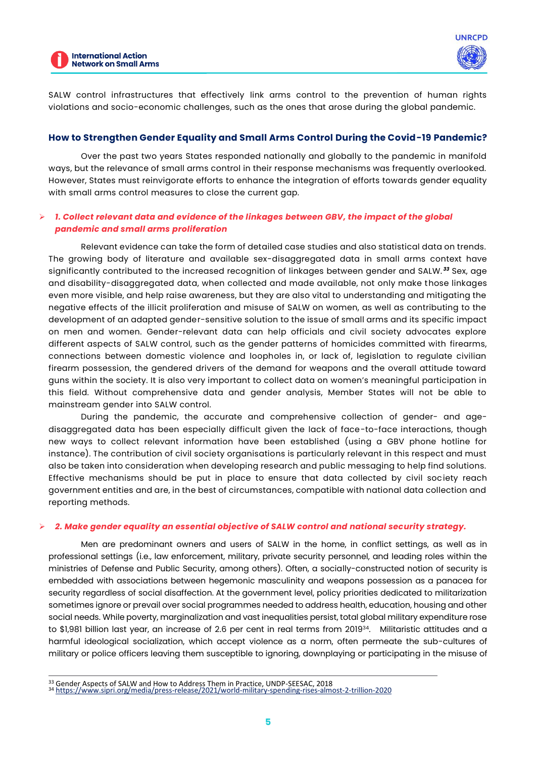SALW control infrastructures that effectively link arms control to the prevention of human rights violations and socio-economic challenges, such as the ones that arose during the global pandemic.

## How to Strengthen Gender Equality and Small Arms Control During the Covid-19 Pandemic?

Over the past two years States responded nationally and globally to the pandemic in manifold ways, but the relevance of small arms control in their response mechanisms was frequently overlooked. However, States must reinvigorate efforts to enhance the integration of efforts towards gender equality with small arms control measures to close the current gap.

### 1. Collect relevant data and evidence of the linkages between GBV, the impact of the global pandemic and small arms proliferation

Relevant evidence can take the form of detailed case studies and also statistical data on trends. The growing body of literature and available sex-disaggregated data in small arms context have significantly contributed to the increased recognition of linkages between gender and SALW.[33] Sex, age and disability-disaggregated data, when collected and made available, not only make those linkages even more visible, and help raise awareness, but they are also vital to understanding and mitigating the negative effects of the illicit proliferation and misuse of SALW on women, as well as contributing to the development of an adapted gender-sensitive solution to the issue of small arms and its specific impact on men and women. Gender-relevant data can help officials and civil society advocates explore different aspects of SALW control, such as the gender patterns of homicides committed with firearms, connections between domestic violence and loopholes in, or lack of, legislation to regulate civilian firearm possession, the gendered drivers of the demand for weapons and the overall attitude toward guns within the society. It is also very important to collect data on women's meaningful participation in this field. Without comprehensive data and gender analysis, Member States will not be able to mainstream gender into SALW control.

During the pandemic, the accurate and comprehensive collection of gender- and age-disaggregated data has been especially difficult given the lack of face-to-face interactions, though new ways to collect relevant information have been established (using a GBV phone hotline for instance). The contribution of civil society organisations is particularly relevant in this respect and must also be taken into consideration when developing research and public messaging to help find solutions. Effective mechanisms should be put in place to ensure that data collected by civil society reach government entities and are, in the best of circumstances, compatible with national data collection and reporting methods.

### 2. Make gender equality an essential objective of SALW control and national security strategy.

Men are predominant owners and users of SALW in the home, in conflict settings, as well as in professional settings (i.e., law enforcement, military, private security personnel, and leading roles within the ministries of Defense and Public Security, among others). Often, a socially-constructed notion of security is embedded with associations between hegemonic masculinity and weapons possession as a panacea for security regardless of social disaffection. At the government level, policy priorities dedicated to militarization sometimes ignore or prevail over social programmes needed to address health, education, housing and other social needs. While poverty, marginalization and vast inequalities persist, total global military expenditure rose to $1,981 billion last year, an increase of 2.6 per cent in real terms from 2019[34]. Militaristic attitudes and a harmful ideological socialization, which accept violence as a norm, often permeate the sub-cultures of military or police officers leaving them susceptible to ignoring, downplaying or participating in the misuse of

---

[33] Gender Aspects of SALW and How to Address Them in Practice, UNDP-SEESAC, 2018

[34] https://www.sipri.org/media/press-release/2021/world-military-spending-rises-almost-2-trillion-2020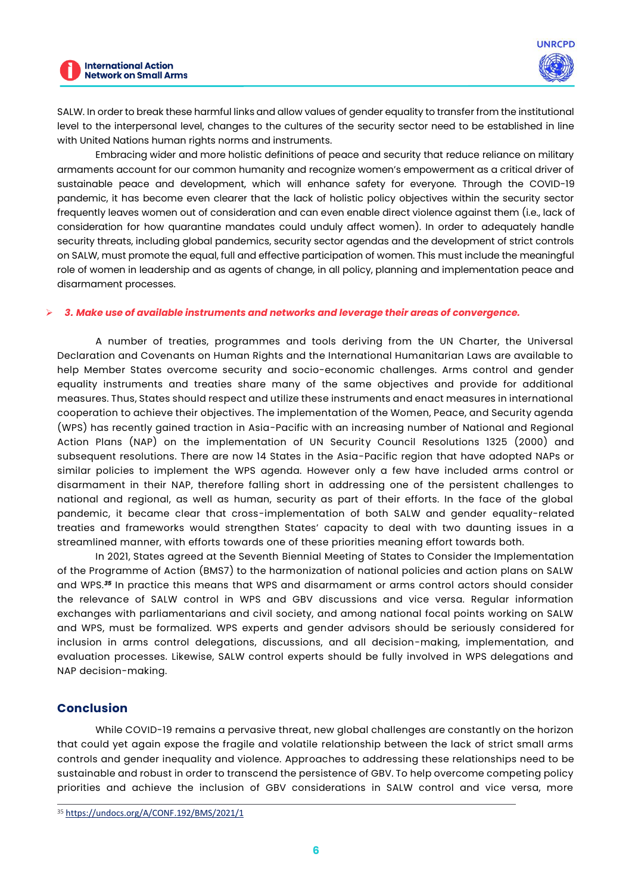SALW. In order to break these harmful links and allow values of gender equality to transfer from the institutional level to the interpersonal level, changes to the cultures of the security sector need to be established in line with United Nations human rights norms and instruments.

Embracing wider and more holistic definitions of peace and security that reduce reliance on military armaments account for our common humanity and recognize women's empowerment as a critical driver of sustainable peace and development, which will enhance safety for everyone. Through the COVID-19 pandemic, it has become even clearer that the lack of holistic policy objectives within the security sector frequently leaves women out of consideration and can even enable direct violence against them (i.e., lack of consideration for how quarantine mandates could unduly affect women). In order to adequately handle security threats, including global pandemics, security sector agendas and the development of strict controls on SALW, must promote the equal, full and effective participation of women. This must include the meaningful role of women in leadership and as agents of change, in all policy, planning and implementation peace and disarmament processes.

- ***3. Make use of available instruments and networks and leverage their areas of convergence.***

A number of treaties, programmes and tools deriving from the UN Charter, the Universal Declaration and Covenants on Human Rights and the International Humanitarian Laws are available to help Member States overcome security and socio-economic challenges. Arms control and gender equality instruments and treaties share many of the same objectives and provide for additional measures. Thus, States should respect and utilize these instruments and enact measures in international cooperation to achieve their objectives. The implementation of the Women, Peace, and Security agenda (WPS) has recently gained traction in Asia-Pacific with an increasing number of National and Regional Action Plans (NAP) on the implementation of UN Security Council Resolutions 1325 (2000) and subsequent resolutions. There are now 14 States in the Asia-Pacific region that have adopted NAPs or similar policies to implement the WPS agenda. However only a few have included arms control or disarmament in their NAP, therefore falling short in addressing one of the persistent challenges to national and regional, as well as human, security as part of their efforts. In the face of the global pandemic, it became clear that cross-implementation of both SALW and gender equality-related treaties and frameworks would strengthen States' capacity to deal with two daunting issues in a streamlined manner, with efforts towards one of these priorities meaning effort towards both.

In 2021, States agreed at the Seventh Biennial Meeting of States to Consider the Implementation of the Programme of Action (BMS7) to the harmonization of national policies and action plans on SALW and WPS.[35] In practice this means that WPS and disarmament or arms control actors should consider the relevance of SALW control in WPS and GBV discussions and vice versa. Regular information exchanges with parliamentarians and civil society, and among national focal points working on SALW and WPS, must be formalized. WPS experts and gender advisors should be seriously considered for inclusion in arms control delegations, discussions, and all decision-making, implementation, and evaluation processes. Likewise, SALW control experts should be fully involved in WPS delegations and NAP decision-making.

## Conclusion

While COVID-19 remains a pervasive threat, new global challenges are constantly on the horizon that could yet again expose the fragile and volatile relationship between the lack of strict small arms controls and gender inequality and violence. Approaches to addressing these relationships need to be sustainable and robust in order to transcend the persistence of GBV. To help overcome competing policy priorities and achieve the inclusion of GBV considerations in SALW control and vice versa, more

[35] https://undocs.org/A/CONF.192/BMS/2021/1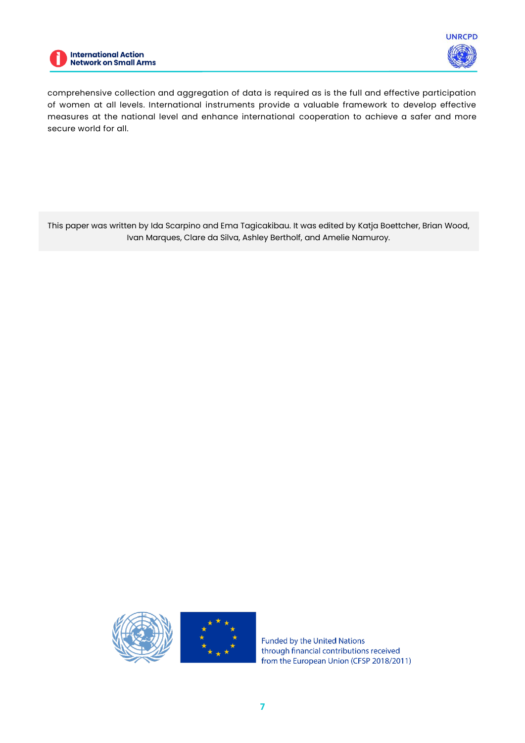comprehensive collection and aggregation of data is required as is the full and effective participation of women at all levels. International instruments provide a valuable framework to develop effective measures at the national level and enhance international cooperation to achieve a safer and more secure world for all.

This paper was written by Ida Scarpino and Ema Tagicakibau. It was edited by Katja Boettcher, Brian Wood, Ivan Marques, Clare da Silva, Ashley Bertholf, and Amelie Namuroy.

Funded by the United Nations through financial contributions received from the European Union (CFSP 2018/2011)